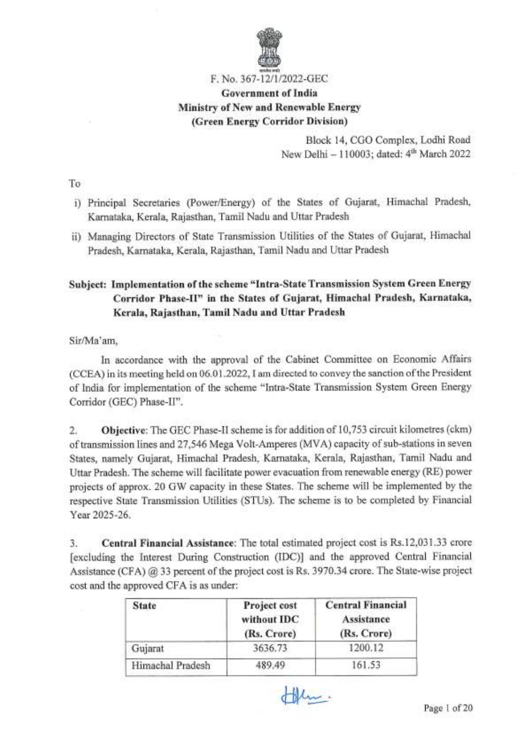F. No. 367-12/1/2022-GEC

**Government of India**
**Ministry of New and Renewable Energy**
**(Green Energy Corridor Division)**

Block 14, CGO Complex, Lodhi Road
New Delhi – 110003; dated: 4th March 2022

To

i) Principal Secretaries (Power/Energy) of the States of Gujarat, Himachal Pradesh, Karnataka, Kerala, Rajasthan, Tamil Nadu and Uttar Pradesh

ii) Managing Directors of State Transmission Utilities of the States of Gujarat, Himachal Pradesh, Karnataka, Kerala, Rajasthan, Tamil Nadu and Uttar Pradesh

**Subject: Implementation of the scheme "Intra-State Transmission System Green Energy Corridor Phase-II" in the States of Gujarat, Himachal Pradesh, Karnataka, Kerala, Rajasthan, Tamil Nadu and Uttar Pradesh**

Sir/Ma'am,

In accordance with the approval of the Cabinet Committee on Economic Affairs (CCEA) in its meeting held on 06.01.2022, I am directed to convey the sanction of the President of India for implementation of the scheme "Intra-State Transmission System Green Energy Corridor (GEC) Phase-II".

2. **Objective**: The GEC Phase-II scheme is for addition of 10,753 circuit kilometres (ckm) of transmission lines and 27,546 Mega Volt-Amperes (MVA) capacity of sub-stations in seven States, namely Gujarat, Himachal Pradesh, Karnataka, Kerala, Rajasthan, Tamil Nadu and Uttar Pradesh. The scheme will facilitate power evacuation from renewable energy (RE) power projects of approx. 20 GW capacity in these States. The scheme will be implemented by the respective State Transmission Utilities (STUs). The scheme is to be completed by Financial Year 2025-26.

3. **Central Financial Assistance**: The total estimated project cost is Rs.12,031.33 crore [excluding the Interest During Construction (IDC)] and the approved Central Financial Assistance (CFA) @ 33 percent of the project cost is Rs. 3970.34 crore. The State-wise project cost and the approved CFA is as under:

| State | Project cost without IDC (Rs. Crore) | Central Financial Assistance (Rs. Crore) |
|---|---|---|
| Gujarat | 3636.73 | 1200.12 |
| Himachal Pradesh | 489.49 | 161.53 |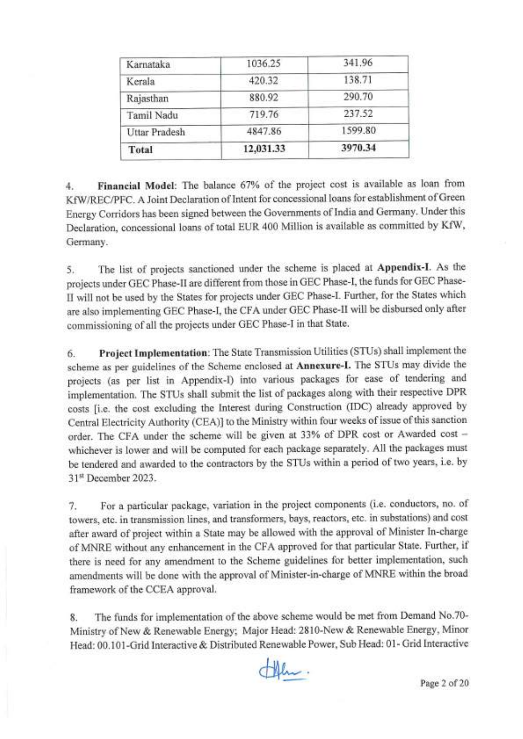| | | |
|---|---|---|
| Karnataka | 1036.25 | 341.96 |
| Kerala | 420.32 | 138.71 |
| Rajasthan | 880.92 | 290.70 |
| Tamil Nadu | 719.76 | 237.52 |
| Uttar Pradesh | 4847.86 | 1599.80 |
| **Total** | **12,031.33** | **3970.34** |

4. **Financial Model**: The balance 67% of the project cost is available as loan from KfW/REC/PFC. A Joint Declaration of Intent for concessional loans for establishment of Green Energy Corridors has been signed between the Governments of India and Germany. Under this Declaration, concessional loans of total EUR 400 Million is available as committed by KfW, Germany.

5. The list of projects sanctioned under the scheme is placed at **Appendix-I**. As the projects under GEC Phase-II are different from those in GEC Phase-I, the funds for GEC Phase-II will not be used by the States for projects under GEC Phase-I. Further, for the States which are also implementing GEC Phase-I, the CFA under GEC Phase-II will be disbursed only after commissioning of all the projects under GEC Phase-I in that State.

6. **Project Implementation**: The State Transmission Utilities (STUs) shall implement the scheme as per guidelines of the Scheme enclosed at **Annexure-I.** The STUs may divide the projects (as per list in Appendix-I) into various packages for ease of tendering and implementation. The STUs shall submit the list of packages along with their respective DPR costs [i.e. the cost excluding the Interest during Construction (IDC) already approved by Central Electricity Authority (CEA)] to the Ministry within four weeks of issue of this sanction order. The CFA under the scheme will be given at 33% of DPR cost or Awarded cost – whichever is lower and will be computed for each package separately. All the packages must be tendered and awarded to the contractors by the STUs within a period of two years, i.e. by 31st December 2023.

7. For a particular package, variation in the project components (i.e. conductors, no. of towers, etc. in transmission lines, and transformers, bays, reactors, etc. in substations) and cost after award of project within a State may be allowed with the approval of Minister In-charge of MNRE without any enhancement in the CFA approved for that particular State. Further, if there is need for any amendment to the Scheme guidelines for better implementation, such amendments will be done with the approval of Minister-in-charge of MNRE within the broad framework of the CCEA approval.

8. The funds for implementation of the above scheme would be met from Demand No.70-Ministry of New & Renewable Energy; Major Head: 2810-New & Renewable Energy, Minor Head: 00.101-Grid Interactive & Distributed Renewable Power, Sub Head: 01- Grid Interactive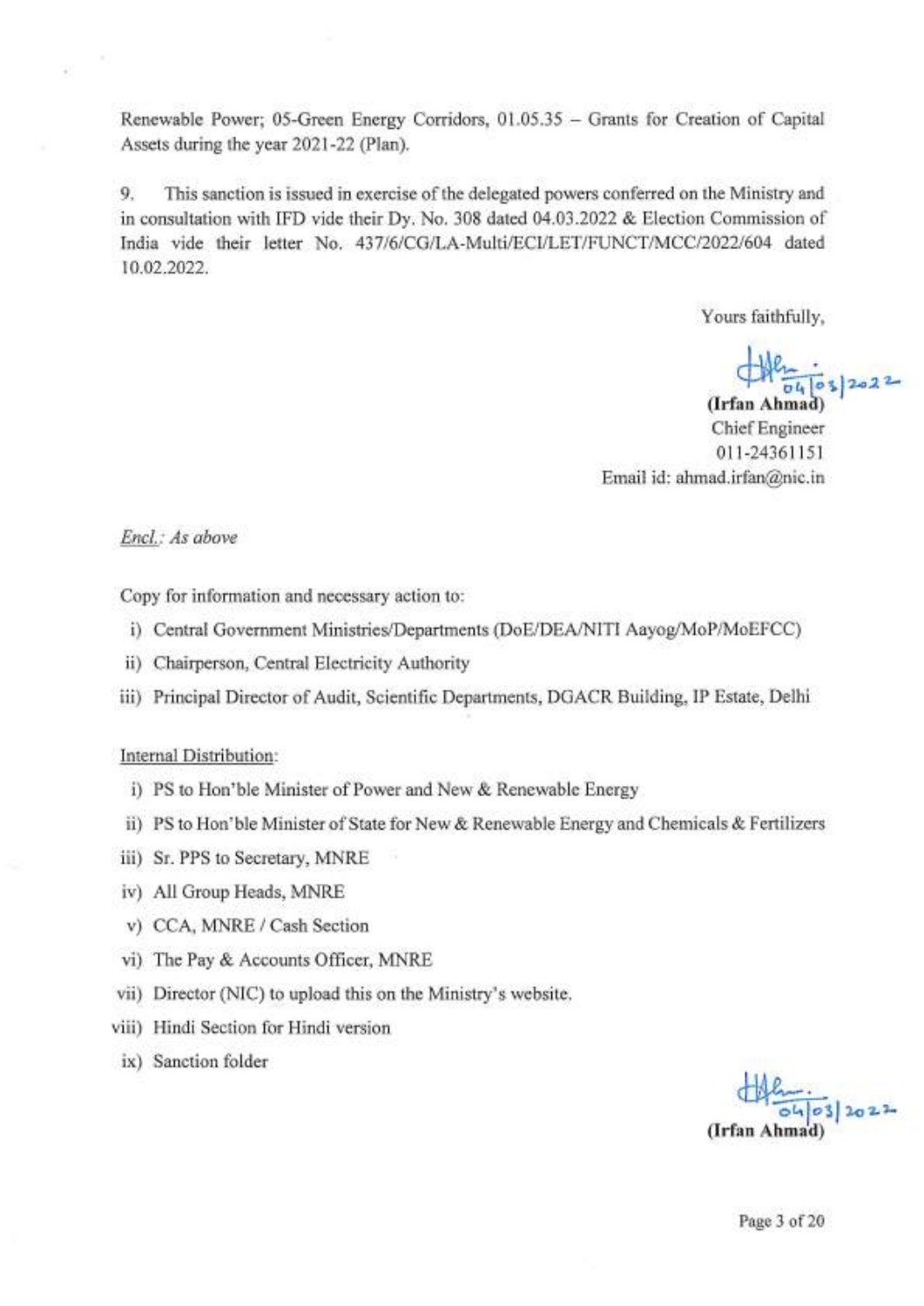Renewable Power; 05-Green Energy Corridors, 01.05.35 – Grants for Creation of Capital Assets during the year 2021-22 (Plan).

9. This sanction is issued in exercise of the delegated powers conferred on the Ministry and in consultation with IFD vide their Dy. No. 308 dated 04.03.2022 & Election Commission of India vide their letter No. 437/6/CG/LA-Multi/ECI/LET/FUNCT/MCC/2022/604 dated 10.02.2022.

Yours faithfully,

04/03/2022

**(Irfan Ahmad)**
Chief Engineer
011-24361151
Email id: ahmad.irfan@nic.in

*Encl.: As above*

Copy for information and necessary action to:

i) Central Government Ministries/Departments (DoE/DEA/NITI Aayog/MoP/MoEFCC)
ii) Chairperson, Central Electricity Authority
iii) Principal Director of Audit, Scientific Departments, DGACR Building, IP Estate, Delhi

Internal Distribution:

i) PS to Hon'ble Minister of Power and New & Renewable Energy
ii) PS to Hon'ble Minister of State for New & Renewable Energy and Chemicals & Fertilizers
iii) Sr. PPS to Secretary, MNRE
iv) All Group Heads, MNRE
v) CCA, MNRE / Cash Section
vi) The Pay & Accounts Officer, MNRE
vii) Director (NIC) to upload this on the Ministry's website.
viii) Hindi Section for Hindi version
ix) Sanction folder

04/03/2022

**(Irfan Ahmad)**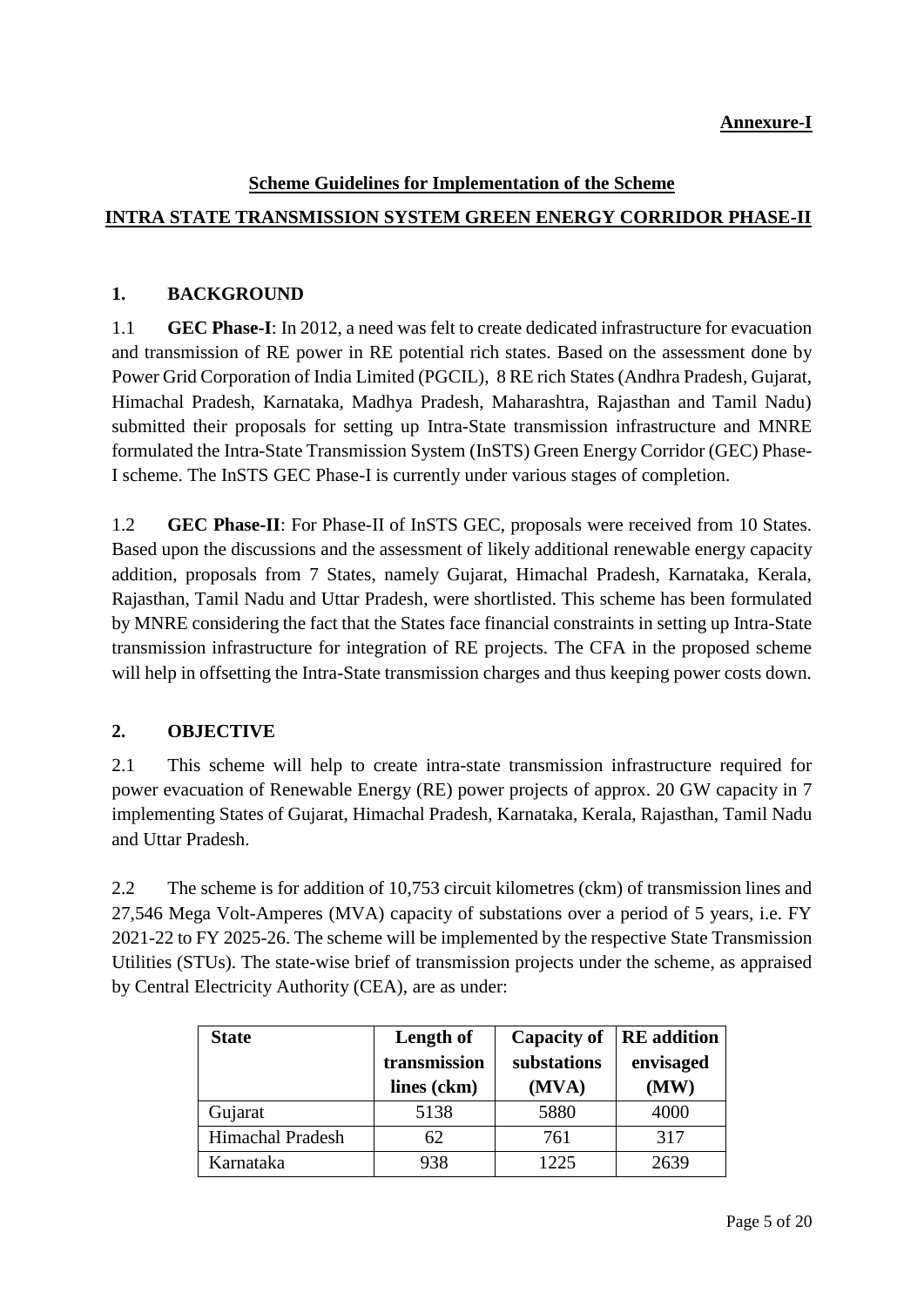**Annexure-I**

## Scheme Guidelines for Implementation of the Scheme

## INTRA STATE TRANSMISSION SYSTEM GREEN ENERGY CORRIDOR PHASE-II

### 1. BACKGROUND

1.1 **GEC Phase-I**: In 2012, a need was felt to create dedicated infrastructure for evacuation and transmission of RE power in RE potential rich states. Based on the assessment done by Power Grid Corporation of India Limited (PGCIL), 8 RE rich States (Andhra Pradesh, Gujarat, Himachal Pradesh, Karnataka, Madhya Pradesh, Maharashtra, Rajasthan and Tamil Nadu) submitted their proposals for setting up Intra-State transmission infrastructure and MNRE formulated the Intra-State Transmission System (InSTS) Green Energy Corridor (GEC) Phase-I scheme. The InSTS GEC Phase-I is currently under various stages of completion.

1.2 **GEC Phase-II**: For Phase-II of InSTS GEC, proposals were received from 10 States. Based upon the discussions and the assessment of likely additional renewable energy capacity addition, proposals from 7 States, namely Gujarat, Himachal Pradesh, Karnataka, Kerala, Rajasthan, Tamil Nadu and Uttar Pradesh, were shortlisted. This scheme has been formulated by MNRE considering the fact that the States face financial constraints in setting up Intra-State transmission infrastructure for integration of RE projects. The CFA in the proposed scheme will help in offsetting the Intra-State transmission charges and thus keeping power costs down.

### 2. OBJECTIVE

2.1 This scheme will help to create intra-state transmission infrastructure required for power evacuation of Renewable Energy (RE) power projects of approx. 20 GW capacity in 7 implementing States of Gujarat, Himachal Pradesh, Karnataka, Kerala, Rajasthan, Tamil Nadu and Uttar Pradesh.

2.2 The scheme is for addition of 10,753 circuit kilometres (ckm) of transmission lines and 27,546 Mega Volt-Amperes (MVA) capacity of substations over a period of 5 years, i.e. FY 2021-22 to FY 2025-26. The scheme will be implemented by the respective State Transmission Utilities (STUs). The state-wise brief of transmission projects under the scheme, as appraised by Central Electricity Authority (CEA), are as under:

| State | Length of transmission lines (ckm) | Capacity of substations (MVA) | RE addition envisaged (MW) |
|---|---|---|---|
| Gujarat | 5138 | 5880 | 4000 |
| Himachal Pradesh | 62 | 761 | 317 |
| Karnataka | 938 | 1225 | 2639 |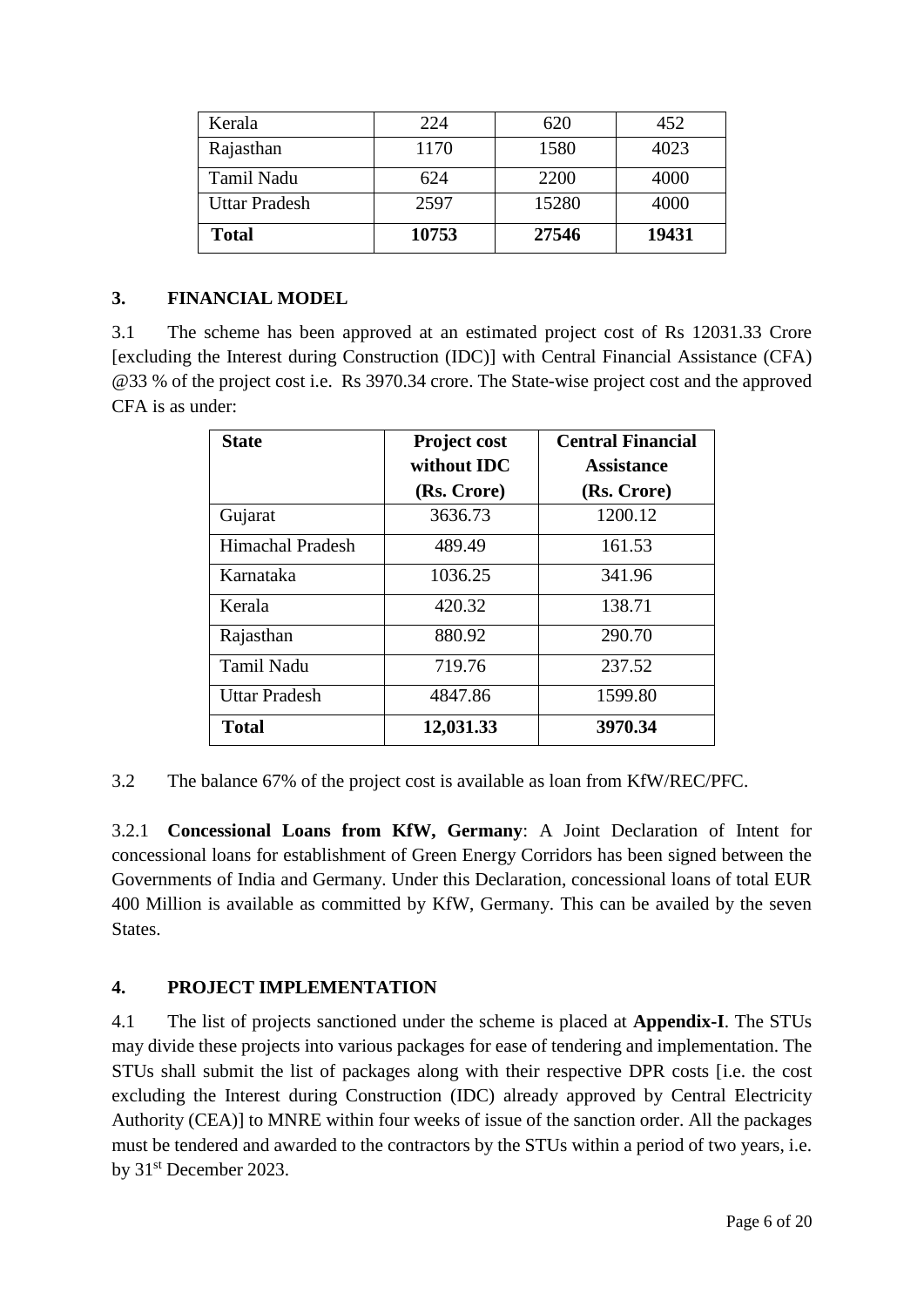| Kerala | 224 | 620 | 452 |
|---|---|---|---|
| Rajasthan | 1170 | 1580 | 4023 |
| Tamil Nadu | 624 | 2200 | 4000 |
| Uttar Pradesh | 2597 | 15280 | 4000 |
| **Total** | **10753** | **27546** | **19431** |

## 3. FINANCIAL MODEL

3.1 The scheme has been approved at an estimated project cost of Rs 12031.33 Crore [excluding the Interest during Construction (IDC)] with Central Financial Assistance (CFA) @33 % of the project cost i.e. Rs 3970.34 crore. The State-wise project cost and the approved CFA is as under:

| State | Project cost without IDC (Rs. Crore) | Central Financial Assistance (Rs. Crore) |
|---|---|---|
| Gujarat | 3636.73 | 1200.12 |
| Himachal Pradesh | 489.49 | 161.53 |
| Karnataka | 1036.25 | 341.96 |
| Kerala | 420.32 | 138.71 |
| Rajasthan | 880.92 | 290.70 |
| Tamil Nadu | 719.76 | 237.52 |
| Uttar Pradesh | 4847.86 | 1599.80 |
| **Total** | **12,031.33** | **3970.34** |

3.2 The balance 67% of the project cost is available as loan from KfW/REC/PFC.

3.2.1 **Concessional Loans from KfW, Germany**: A Joint Declaration of Intent for concessional loans for establishment of Green Energy Corridors has been signed between the Governments of India and Germany. Under this Declaration, concessional loans of total EUR 400 Million is available as committed by KfW, Germany. This can be availed by the seven States.

## 4. PROJECT IMPLEMENTATION

4.1 The list of projects sanctioned under the scheme is placed at **Appendix-I**. The STUs may divide these projects into various packages for ease of tendering and implementation. The STUs shall submit the list of packages along with their respective DPR costs [i.e. the cost excluding the Interest during Construction (IDC) already approved by Central Electricity Authority (CEA)] to MNRE within four weeks of issue of the sanction order. All the packages must be tendered and awarded to the contractors by the STUs within a period of two years, i.e. by 31st December 2023.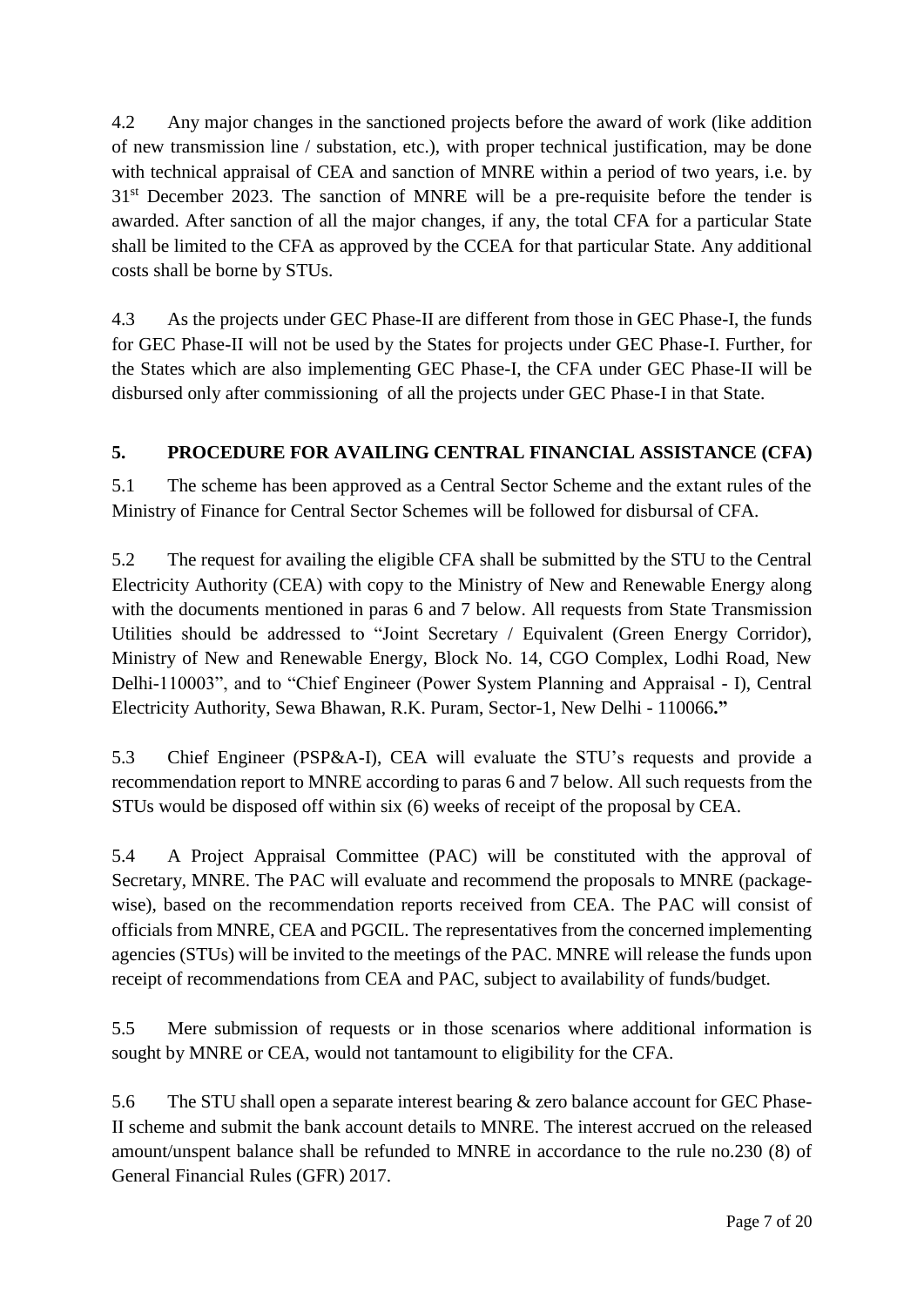4.2 Any major changes in the sanctioned projects before the award of work (like addition of new transmission line / substation, etc.), with proper technical justification, may be done with technical appraisal of CEA and sanction of MNRE within a period of two years, i.e. by 31st December 2023. The sanction of MNRE will be a pre-requisite before the tender is awarded. After sanction of all the major changes, if any, the total CFA for a particular State shall be limited to the CFA as approved by the CCEA for that particular State. Any additional costs shall be borne by STUs.

4.3 As the projects under GEC Phase-II are different from those in GEC Phase-I, the funds for GEC Phase-II will not be used by the States for projects under GEC Phase-I. Further, for the States which are also implementing GEC Phase-I, the CFA under GEC Phase-II will be disbursed only after commissioning of all the projects under GEC Phase-I in that State.

## 5. PROCEDURE FOR AVAILING CENTRAL FINANCIAL ASSISTANCE (CFA)

5.1 The scheme has been approved as a Central Sector Scheme and the extant rules of the Ministry of Finance for Central Sector Schemes will be followed for disbursal of CFA.

5.2 The request for availing the eligible CFA shall be submitted by the STU to the Central Electricity Authority (CEA) with copy to the Ministry of New and Renewable Energy along with the documents mentioned in paras 6 and 7 below. All requests from State Transmission Utilities should be addressed to "Joint Secretary / Equivalent (Green Energy Corridor), Ministry of New and Renewable Energy, Block No. 14, CGO Complex, Lodhi Road, New Delhi-110003", and to "Chief Engineer (Power System Planning and Appraisal - I), Central Electricity Authority, Sewa Bhawan, R.K. Puram, Sector-1, New Delhi - 110066**."**

5.3 Chief Engineer (PSP&A-I), CEA will evaluate the STU's requests and provide a recommendation report to MNRE according to paras 6 and 7 below. All such requests from the STUs would be disposed off within six (6) weeks of receipt of the proposal by CEA.

5.4 A Project Appraisal Committee (PAC) will be constituted with the approval of Secretary, MNRE. The PAC will evaluate and recommend the proposals to MNRE (package-wise), based on the recommendation reports received from CEA. The PAC will consist of officials from MNRE, CEA and PGCIL. The representatives from the concerned implementing agencies (STUs) will be invited to the meetings of the PAC. MNRE will release the funds upon receipt of recommendations from CEA and PAC, subject to availability of funds/budget.

5.5 Mere submission of requests or in those scenarios where additional information is sought by MNRE or CEA, would not tantamount to eligibility for the CFA.

5.6 The STU shall open a separate interest bearing & zero balance account for GEC Phase-II scheme and submit the bank account details to MNRE. The interest accrued on the released amount/unspent balance shall be refunded to MNRE in accordance to the rule no.230 (8) of General Financial Rules (GFR) 2017.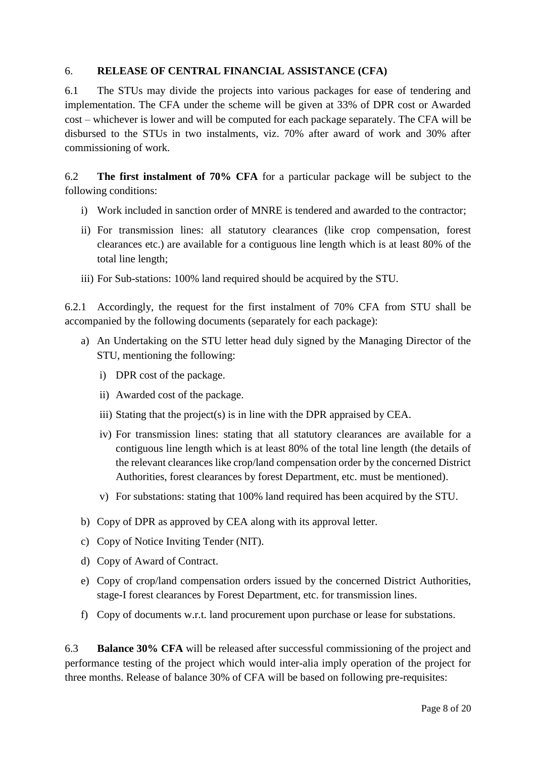## 6. RELEASE OF CENTRAL FINANCIAL ASSISTANCE (CFA)

6.1 The STUs may divide the projects into various packages for ease of tendering and implementation. The CFA under the scheme will be given at 33% of DPR cost or Awarded cost – whichever is lower and will be computed for each package separately. The CFA will be disbursed to the STUs in two instalments, viz. 70% after award of work and 30% after commissioning of work.

6.2 **The first instalment of 70% CFA** for a particular package will be subject to the following conditions:

i) Work included in sanction order of MNRE is tendered and awarded to the contractor;

ii) For transmission lines: all statutory clearances (like crop compensation, forest clearances etc.) are available for a contiguous line length which is at least 80% of the total line length;

iii) For Sub-stations: 100% land required should be acquired by the STU.

6.2.1 Accordingly, the request for the first instalment of 70% CFA from STU shall be accompanied by the following documents (separately for each package):

a) An Undertaking on the STU letter head duly signed by the Managing Director of the STU, mentioning the following:

   i) DPR cost of the package.

   ii) Awarded cost of the package.

   iii) Stating that the project(s) is in line with the DPR appraised by CEA.

   iv) For transmission lines: stating that all statutory clearances are available for a contiguous line length which is at least 80% of the total line length (the details of the relevant clearances like crop/land compensation order by the concerned District Authorities, forest clearances by forest Department, etc. must be mentioned).

   v) For substations: stating that 100% land required has been acquired by the STU.

b) Copy of DPR as approved by CEA along with its approval letter.

c) Copy of Notice Inviting Tender (NIT).

d) Copy of Award of Contract.

e) Copy of crop/land compensation orders issued by the concerned District Authorities, stage-I forest clearances by Forest Department, etc. for transmission lines.

f) Copy of documents w.r.t. land procurement upon purchase or lease for substations.

6.3 **Balance 30% CFA** will be released after successful commissioning of the project and performance testing of the project which would inter-alia imply operation of the project for three months. Release of balance 30% of CFA will be based on following pre-requisites: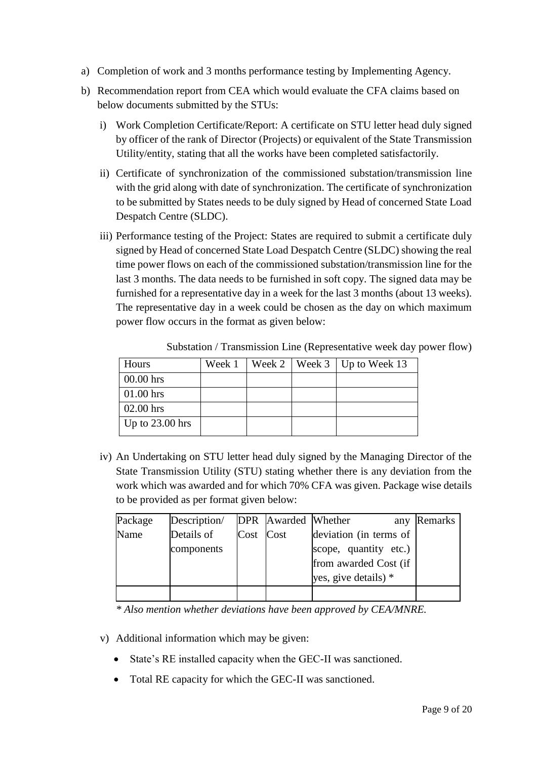a) Completion of work and 3 months performance testing by Implementing Agency.

b) Recommendation report from CEA which would evaluate the CFA claims based on below documents submitted by the STUs:

   i) Work Completion Certificate/Report: A certificate on STU letter head duly signed by officer of the rank of Director (Projects) or equivalent of the State Transmission Utility/entity, stating that all the works have been completed satisfactorily.

   ii) Certificate of synchronization of the commissioned substation/transmission line with the grid along with date of synchronization. The certificate of synchronization to be submitted by States needs to be duly signed by Head of concerned State Load Despatch Centre (SLDC).

   iii) Performance testing of the Project: States are required to submit a certificate duly signed by Head of concerned State Load Despatch Centre (SLDC) showing the real time power flows on each of the commissioned substation/transmission line for the last 3 months. The data needs to be furnished in soft copy. The signed data may be furnished for a representative day in a week for the last 3 months (about 13 weeks). The representative day in a week could be chosen as the day on which maximum power flow occurs in the format as given below:

Substation / Transmission Line (Representative week day power flow)

| Hours | Week 1 | Week 2 | Week 3 | Up to Week 13 |
|---|---|---|---|---|
| 00.00 hrs | | | | |
| 01.00 hrs | | | | |
| 02.00 hrs | | | | |
| Up to 23.00 hrs | | | | |

   iv) An Undertaking on STU letter head duly signed by the Managing Director of the State Transmission Utility (STU) stating whether there is any deviation from the work which was awarded and for which 70% CFA was given. Package wise details to be provided as per format given below:

| Package Name | Description/ Details of components | DPR Cost | Awarded Cost | Whether any deviation (in terms of scope, quantity etc.) from awarded Cost (if yes, give details) * | Remarks |
|---|---|---|---|---|---|
| | | | | | |

*\* Also mention whether deviations have been approved by CEA/MNRE.*

   v) Additional information which may be given:

   - State's RE installed capacity when the GEC-II was sanctioned.
   - Total RE capacity for which the GEC-II was sanctioned.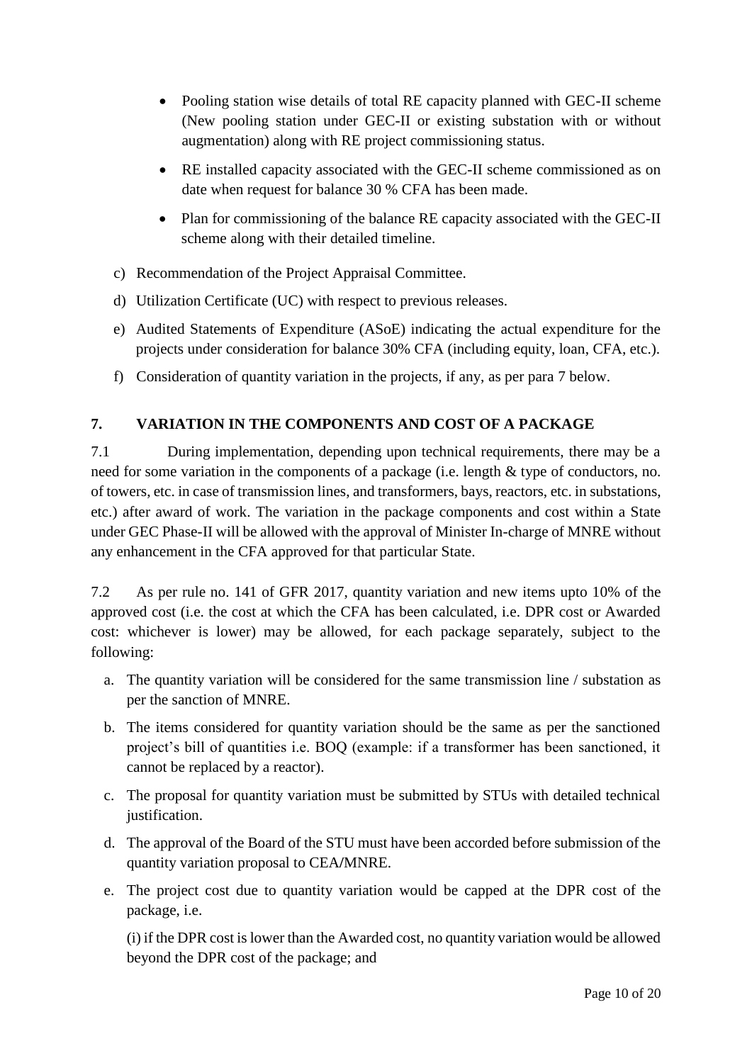- Pooling station wise details of total RE capacity planned with GEC-II scheme (New pooling station under GEC-II or existing substation with or without augmentation) along with RE project commissioning status.
- RE installed capacity associated with the GEC-II scheme commissioned as on date when request for balance 30 % CFA has been made.
- Plan for commissioning of the balance RE capacity associated with the GEC-II scheme along with their detailed timeline.

c) Recommendation of the Project Appraisal Committee.

d) Utilization Certificate (UC) with respect to previous releases.

e) Audited Statements of Expenditure (ASoE) indicating the actual expenditure for the projects under consideration for balance 30% CFA (including equity, loan, CFA, etc.).

f) Consideration of quantity variation in the projects, if any, as per para 7 below.

## 7. VARIATION IN THE COMPONENTS AND COST OF A PACKAGE

7.1 During implementation, depending upon technical requirements, there may be a need for some variation in the components of a package (i.e. length & type of conductors, no. of towers, etc. in case of transmission lines, and transformers, bays, reactors, etc. in substations, etc.) after award of work. The variation in the package components and cost within a State under GEC Phase-II will be allowed with the approval of Minister In-charge of MNRE without any enhancement in the CFA approved for that particular State.

7.2 As per rule no. 141 of GFR 2017, quantity variation and new items upto 10% of the approved cost (i.e. the cost at which the CFA has been calculated, i.e. DPR cost or Awarded cost: whichever is lower) may be allowed, for each package separately, subject to the following:

a. The quantity variation will be considered for the same transmission line / substation as per the sanction of MNRE.

b. The items considered for quantity variation should be the same as per the sanctioned project's bill of quantities i.e. BOQ (example: if a transformer has been sanctioned, it cannot be replaced by a reactor).

c. The proposal for quantity variation must be submitted by STUs with detailed technical justification.

d. The approval of the Board of the STU must have been accorded before submission of the quantity variation proposal to CEA/MNRE.

e. The project cost due to quantity variation would be capped at the DPR cost of the package, i.e.

(i) if the DPR cost is lower than the Awarded cost, no quantity variation would be allowed beyond the DPR cost of the package; and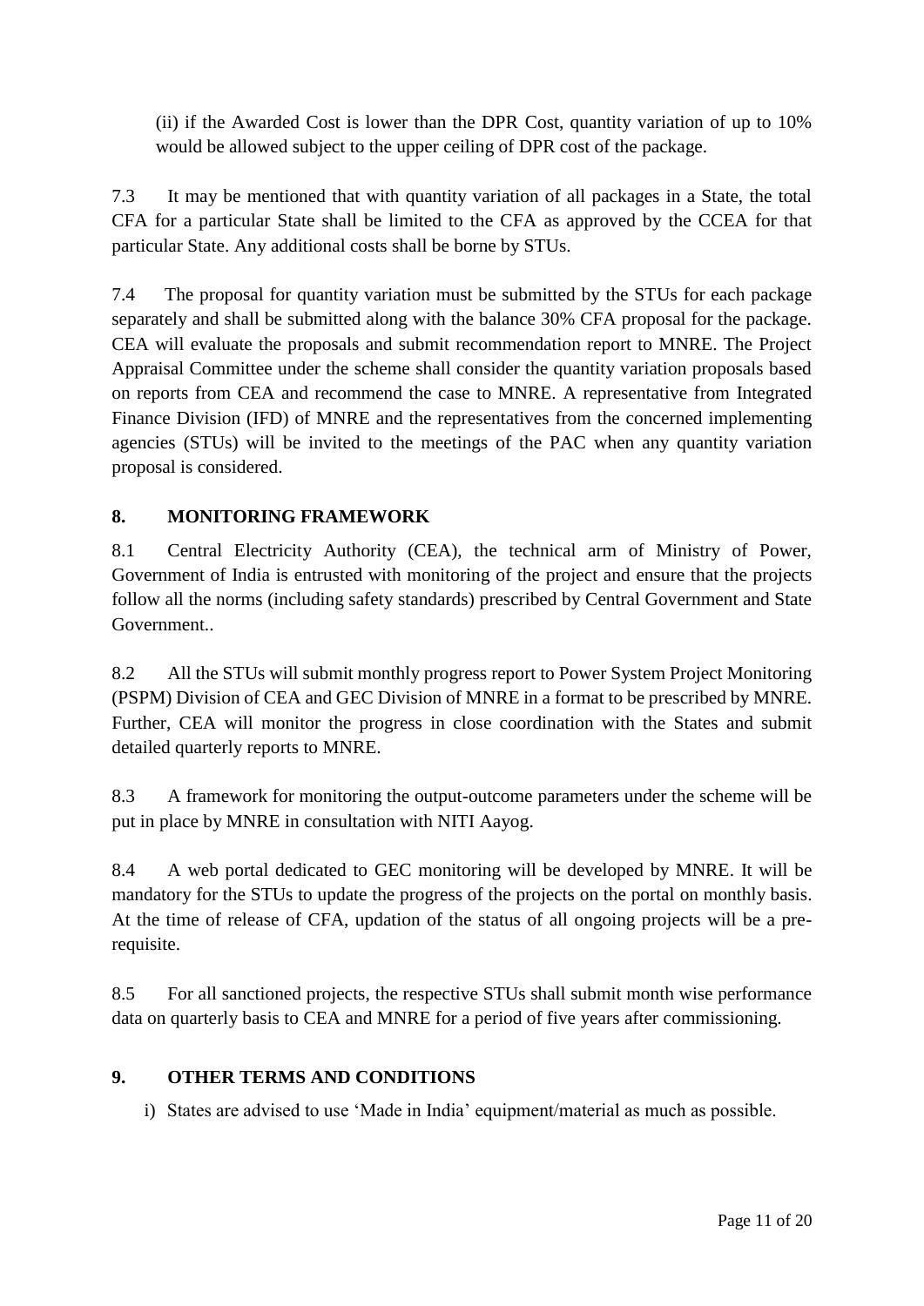(ii) if the Awarded Cost is lower than the DPR Cost, quantity variation of up to 10% would be allowed subject to the upper ceiling of DPR cost of the package.

7.3 It may be mentioned that with quantity variation of all packages in a State, the total CFA for a particular State shall be limited to the CFA as approved by the CCEA for that particular State. Any additional costs shall be borne by STUs.

7.4 The proposal for quantity variation must be submitted by the STUs for each package separately and shall be submitted along with the balance 30% CFA proposal for the package. CEA will evaluate the proposals and submit recommendation report to MNRE. The Project Appraisal Committee under the scheme shall consider the quantity variation proposals based on reports from CEA and recommend the case to MNRE. A representative from Integrated Finance Division (IFD) of MNRE and the representatives from the concerned implementing agencies (STUs) will be invited to the meetings of the PAC when any quantity variation proposal is considered.

## 8. MONITORING FRAMEWORK

8.1 Central Electricity Authority (CEA), the technical arm of Ministry of Power, Government of India is entrusted with monitoring of the project and ensure that the projects follow all the norms (including safety standards) prescribed by Central Government and State Government..

8.2 All the STUs will submit monthly progress report to Power System Project Monitoring (PSPM) Division of CEA and GEC Division of MNRE in a format to be prescribed by MNRE. Further, CEA will monitor the progress in close coordination with the States and submit detailed quarterly reports to MNRE.

8.3 A framework for monitoring the output-outcome parameters under the scheme will be put in place by MNRE in consultation with NITI Aayog.

8.4 A web portal dedicated to GEC monitoring will be developed by MNRE. It will be mandatory for the STUs to update the progress of the projects on the portal on monthly basis. At the time of release of CFA, updation of the status of all ongoing projects will be a pre-requisite.

8.5 For all sanctioned projects, the respective STUs shall submit month wise performance data on quarterly basis to CEA and MNRE for a period of five years after commissioning.

## 9. OTHER TERMS AND CONDITIONS

i) States are advised to use 'Made in India' equipment/material as much as possible.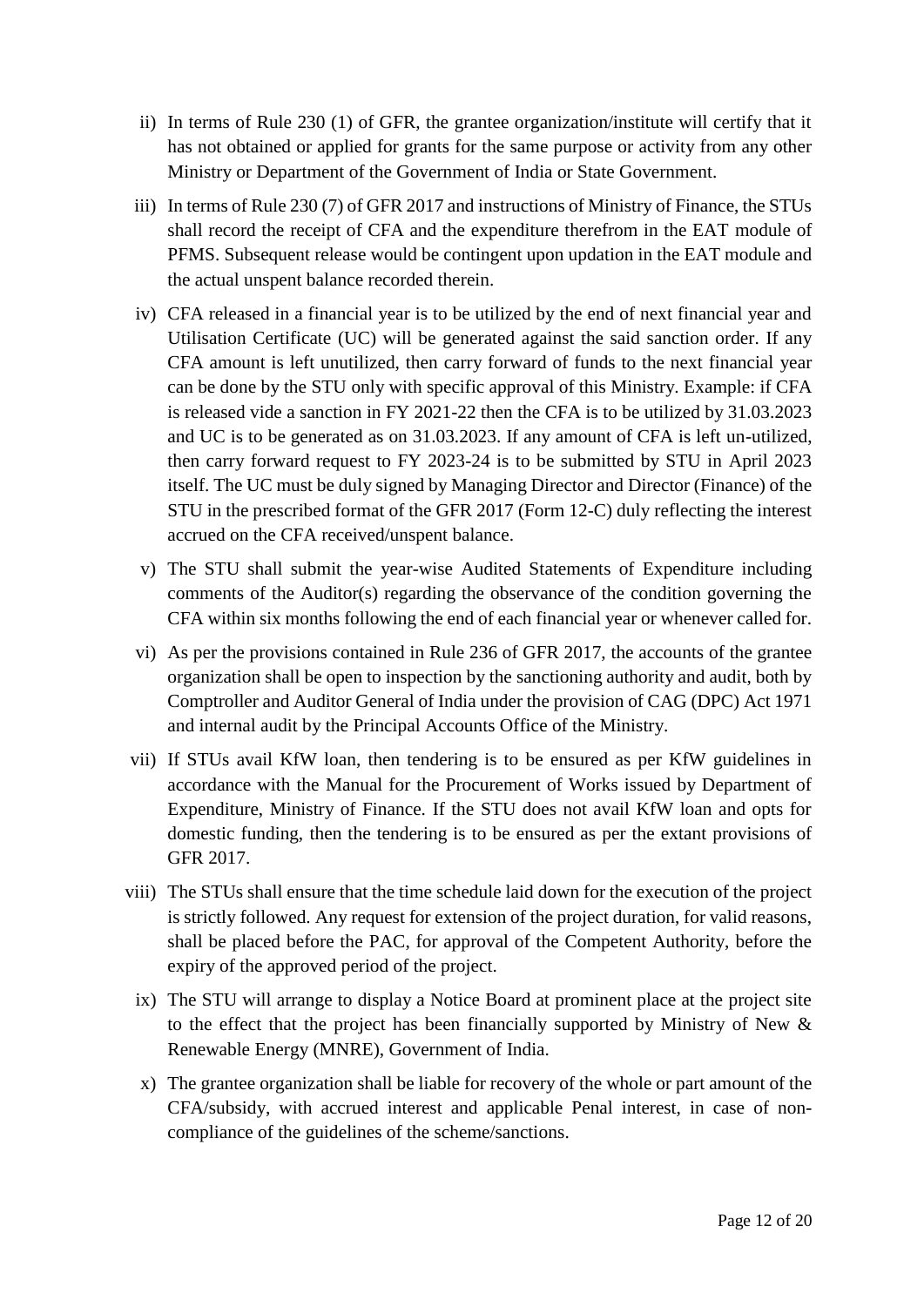ii) In terms of Rule 230 (1) of GFR, the grantee organization/institute will certify that it has not obtained or applied for grants for the same purpose or activity from any other Ministry or Department of the Government of India or State Government.

iii) In terms of Rule 230 (7) of GFR 2017 and instructions of Ministry of Finance, the STUs shall record the receipt of CFA and the expenditure therefrom in the EAT module of PFMS. Subsequent release would be contingent upon updation in the EAT module and the actual unspent balance recorded therein.

iv) CFA released in a financial year is to be utilized by the end of next financial year and Utilisation Certificate (UC) will be generated against the said sanction order. If any CFA amount is left unutilized, then carry forward of funds to the next financial year can be done by the STU only with specific approval of this Ministry. Example: if CFA is released vide a sanction in FY 2021-22 then the CFA is to be utilized by 31.03.2023 and UC is to be generated as on 31.03.2023. If any amount of CFA is left un-utilized, then carry forward request to FY 2023-24 is to be submitted by STU in April 2023 itself. The UC must be duly signed by Managing Director and Director (Finance) of the STU in the prescribed format of the GFR 2017 (Form 12-C) duly reflecting the interest accrued on the CFA received/unspent balance.

v) The STU shall submit the year-wise Audited Statements of Expenditure including comments of the Auditor(s) regarding the observance of the condition governing the CFA within six months following the end of each financial year or whenever called for.

vi) As per the provisions contained in Rule 236 of GFR 2017, the accounts of the grantee organization shall be open to inspection by the sanctioning authority and audit, both by Comptroller and Auditor General of India under the provision of CAG (DPC) Act 1971 and internal audit by the Principal Accounts Office of the Ministry.

vii) If STUs avail KfW loan, then tendering is to be ensured as per KfW guidelines in accordance with the Manual for the Procurement of Works issued by Department of Expenditure, Ministry of Finance. If the STU does not avail KfW loan and opts for domestic funding, then the tendering is to be ensured as per the extant provisions of GFR 2017.

viii) The STUs shall ensure that the time schedule laid down for the execution of the project is strictly followed. Any request for extension of the project duration, for valid reasons, shall be placed before the PAC, for approval of the Competent Authority, before the expiry of the approved period of the project.

ix) The STU will arrange to display a Notice Board at prominent place at the project site to the effect that the project has been financially supported by Ministry of New & Renewable Energy (MNRE), Government of India.

x) The grantee organization shall be liable for recovery of the whole or part amount of the CFA/subsidy, with accrued interest and applicable Penal interest, in case of non-compliance of the guidelines of the scheme/sanctions.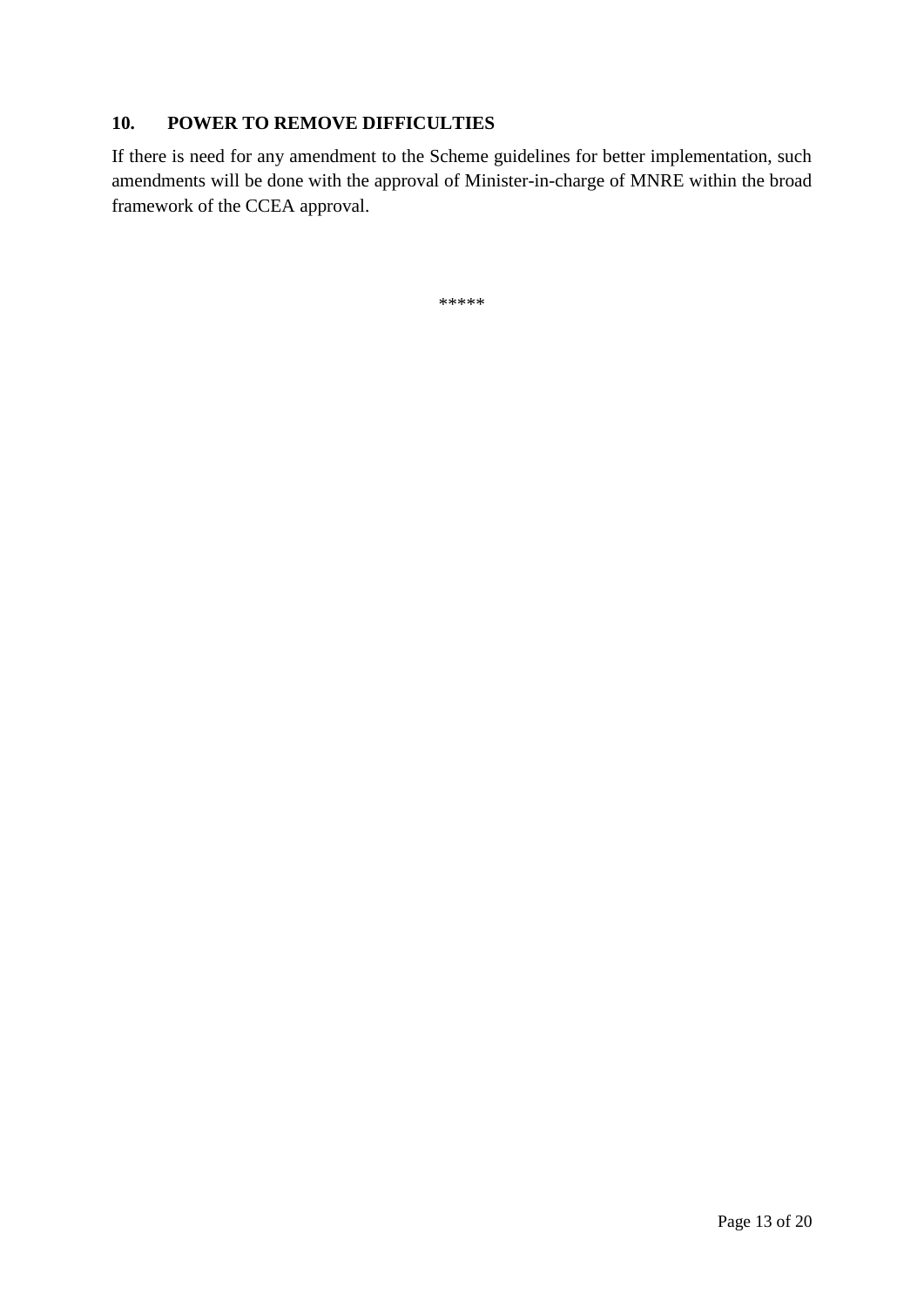## 10. POWER TO REMOVE DIFFICULTIES

If there is need for any amendment to the Scheme guidelines for better implementation, such amendments will be done with the approval of Minister-in-charge of MNRE within the broad framework of the CCEA approval.

*****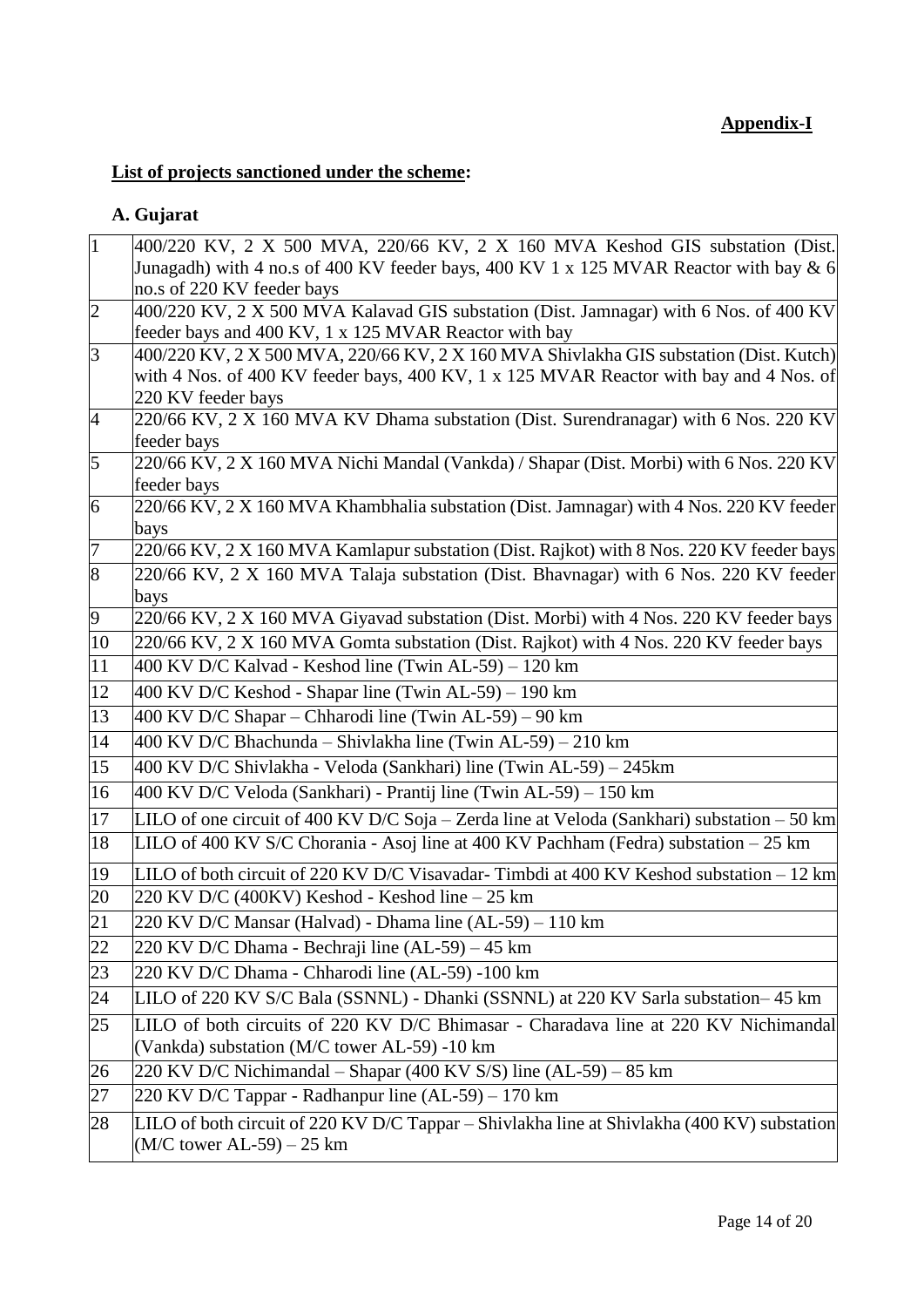**Appendix-I**

**List of projects sanctioned under the scheme:**

**A. Gujarat**

| | |
|---|---|
| 1 | 400/220 KV, 2 X 500 MVA, 220/66 KV, 2 X 160 MVA Keshod GIS substation (Dist. Junagadh) with 4 no.s of 400 KV feeder bays, 400 KV 1 x 125 MVAR Reactor with bay & 6 no.s of 220 KV feeder bays |
| 2 | 400/220 KV, 2 X 500 MVA Kalavad GIS substation (Dist. Jamnagar) with 6 Nos. of 400 KV feeder bays and 400 KV, 1 x 125 MVAR Reactor with bay |
| 3 | 400/220 KV, 2 X 500 MVA, 220/66 KV, 2 X 160 MVA Shivlakha GIS substation (Dist. Kutch) with 4 Nos. of 400 KV feeder bays, 400 KV, 1 x 125 MVAR Reactor with bay and 4 Nos. of 220 KV feeder bays |
| 4 | 220/66 KV, 2 X 160 MVA KV Dhama substation (Dist. Surendranagar) with 6 Nos. 220 KV feeder bays |
| 5 | 220/66 KV, 2 X 160 MVA Nichi Mandal (Vankda) / Shapar (Dist. Morbi) with 6 Nos. 220 KV feeder bays |
| 6 | 220/66 KV, 2 X 160 MVA Khambhalia substation (Dist. Jamnagar) with 4 Nos. 220 KV feeder bays |
| 7 | 220/66 KV, 2 X 160 MVA Kamlapur substation (Dist. Rajkot) with 8 Nos. 220 KV feeder bays |
| 8 | 220/66 KV, 2 X 160 MVA Talaja substation (Dist. Bhavnagar) with 6 Nos. 220 KV feeder bays |
| 9 | 220/66 KV, 2 X 160 MVA Giyavad substation (Dist. Morbi) with 4 Nos. 220 KV feeder bays |
| 10 | 220/66 KV, 2 X 160 MVA Gomta substation (Dist. Rajkot) with 4 Nos. 220 KV feeder bays |
| 11 | 400 KV D/C Kalvad - Keshod line (Twin AL-59) – 120 km |
| 12 | 400 KV D/C Keshod - Shapar line (Twin AL-59) – 190 km |
| 13 | 400 KV D/C Shapar – Chharodi line (Twin AL-59) – 90 km |
| 14 | 400 KV D/C Bhachunda – Shivlakha line (Twin AL-59) – 210 km |
| 15 | 400 KV D/C Shivlakha - Veloda (Sankhari) line (Twin AL-59) – 245km |
| 16 | 400 KV D/C Veloda (Sankhari) - Prantij line (Twin AL-59) – 150 km |
| 17 | LILO of one circuit of 400 KV D/C Soja – Zerda line at Veloda (Sankhari) substation – 50 km |
| 18 | LILO of 400 KV S/C Chorania - Asoj line at 400 KV Pachham (Fedra) substation – 25 km |
| 19 | LILO of both circuit of 220 KV D/C Visavadar- Timbdi at 400 KV Keshod substation – 12 km |
| 20 | 220 KV D/C (400KV) Keshod - Keshod line – 25 km |
| 21 | 220 KV D/C Mansar (Halvad) - Dhama line (AL-59) – 110 km |
| 22 | 220 KV D/C Dhama - Bechraji line (AL-59) – 45 km |
| 23 | 220 KV D/C Dhama - Chharodi line (AL-59) -100 km |
| 24 | LILO of 220 KV S/C Bala (SSNNL) - Dhanki (SSNNL) at 220 KV Sarla substation– 45 km |
| 25 | LILO of both circuits of 220 KV D/C Bhimasar - Charadava line at 220 KV Nichimandal (Vankda) substation (M/C tower AL-59) -10 km |
| 26 | 220 KV D/C Nichimandal – Shapar (400 KV S/S) line (AL-59) – 85 km |
| 27 | 220 KV D/C Tappar - Radhanpur line (AL-59) – 170 km |
| 28 | LILO of both circuit of 220 KV D/C Tappar – Shivlakha line at Shivlakha (400 KV) substation (M/C tower AL-59) – 25 km |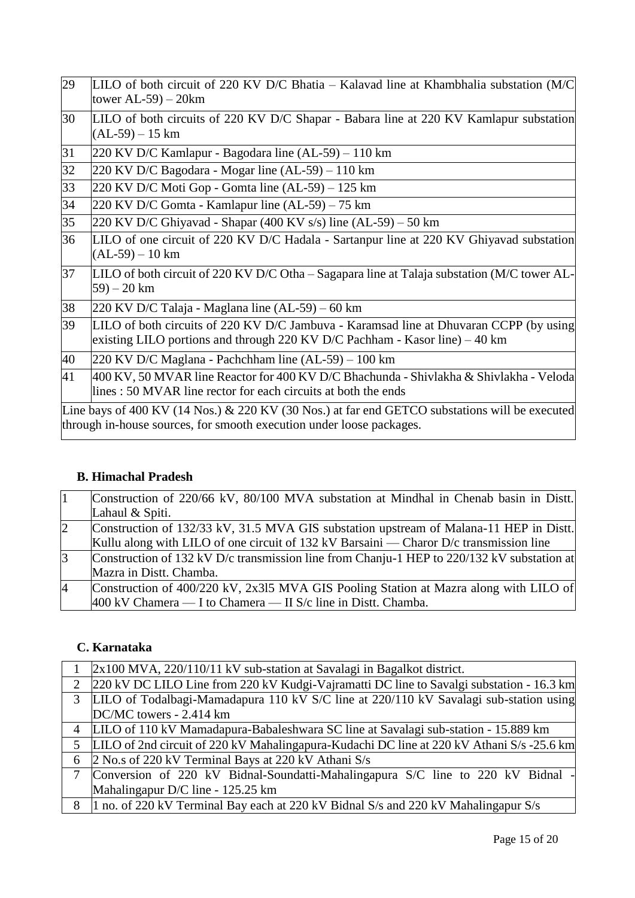| | |
|---|---|
| 29 | LILO of both circuit of 220 KV D/C Bhatia – Kalavad line at Khambhalia substation (M/C tower AL-59) – 20km |
| 30 | LILO of both circuits of 220 KV D/C Shapar - Babara line at 220 KV Kamlapur substation (AL-59) – 15 km |
| 31 | 220 KV D/C Kamlapur - Bagodara line (AL-59) – 110 km |
| 32 | 220 KV D/C Bagodara - Mogar line (AL-59) – 110 km |
| 33 | 220 KV D/C Moti Gop - Gomta line (AL-59) – 125 km |
| 34 | 220 KV D/C Gomta - Kamlapur line (AL-59) – 75 km |
| 35 | 220 KV D/C Ghiyavad - Shapar (400 KV s/s) line (AL-59) – 50 km |
| 36 | LILO of one circuit of 220 KV D/C Hadala - Sartanpur line at 220 KV Ghiyavad substation (AL-59) – 10 km |
| 37 | LILO of both circuit of 220 KV D/C Otha – Sagapara line at Talaja substation (M/C tower AL-59) – 20 km |
| 38 | 220 KV D/C Talaja - Maglana line (AL-59) – 60 km |
| 39 | LILO of both circuits of 220 KV D/C Jambuva - Karamsad line at Dhuvaran CCPP (by using existing LILO portions and through 220 KV D/C Pachham - Kasor line) – 40 km |
| 40 | 220 KV D/C Maglana - Pachchham line (AL-59) – 100 km |
| 41 | 400 KV, 50 MVAR line Reactor for 400 KV D/C Bhachunda - Shivlakha & Shivlakha - Veloda lines : 50 MVAR line rector for each circuits at both the ends |
| Line bays of 400 KV (14 Nos.) & 220 KV (30 Nos.) at far end GETCO substations will be executed through in-house sources, for smooth execution under loose packages. | |

**B. Himachal Pradesh**

| | |
|---|---|
| 1 | Construction of 220/66 kV, 80/100 MVA substation at Mindhal in Chenab basin in Distt. Lahaul & Spiti. |
| 2 | Construction of 132/33 kV, 31.5 MVA GIS substation upstream of Malana-11 HEP in Distt. Kullu along with LILO of one circuit of 132 kV Barsaini — Charor D/c transmission line |
| 3 | Construction of 132 kV D/c transmission line from Chanju-1 HEP to 220/132 kV substation at Mazra in Distt. Chamba. |
| 4 | Construction of 400/220 kV, 2x3l5 MVA GIS Pooling Station at Mazra along with LILO of 400 kV Chamera — I to Chamera — II S/c line in Distt. Chamba. |

**C. Karnataka**

| | |
|---|---|
| 1 | 2x100 MVA, 220/110/11 kV sub-station at Savalagi in Bagalkot district. |
| 2 | 220 kV DC LILO Line from 220 kV Kudgi-Vajramatti DC line to Savalgi substation - 16.3 km |
| 3 | LILO of Todalbagi-Mamadapura 110 kV S/C line at 220/110 kV Savalagi sub-station using DC/MC towers - 2.414 km |
| 4 | LILO of 110 kV Mamadapura-Babaleshwara SC line at Savalagi sub-station - 15.889 km |
| 5 | LILO of 2nd circuit of 220 kV Mahalingapura-Kudachi DC line at 220 kV Athani S/s -25.6 km |
| 6 | 2 No.s of 220 kV Terminal Bays at 220 kV Athani S/s |
| 7 | Conversion of 220 kV Bidnal-Soundatti-Mahalingapura S/C line to 220 kV Bidnal - Mahalingapur D/C line - 125.25 km |
| 8 | 1 no. of 220 kV Terminal Bay each at 220 kV Bidnal S/s and 220 kV Mahalingapur S/s |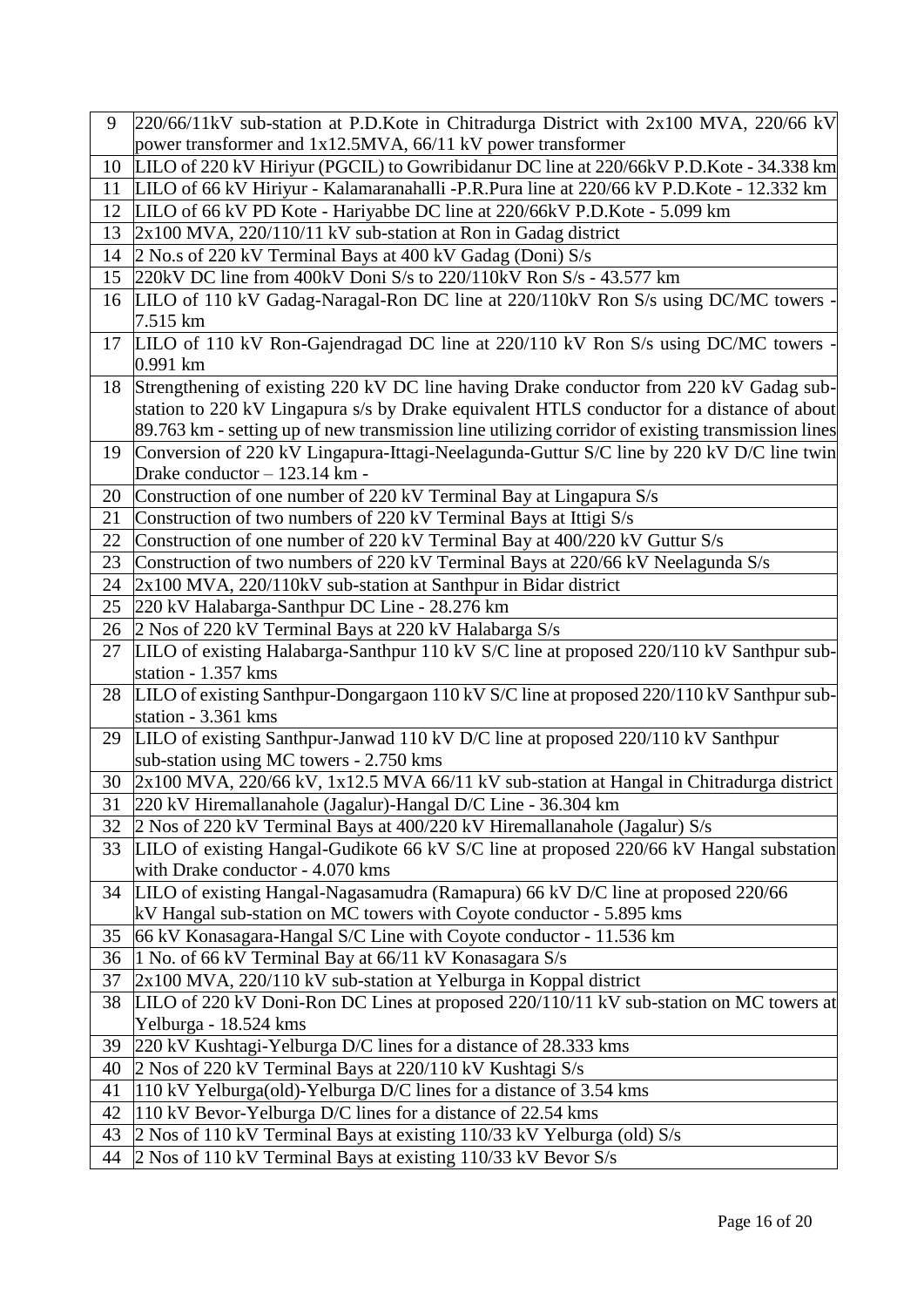| | |
|---|---|
| 9 | 220/66/11kV sub-station at P.D.Kote in Chitradurga District with 2x100 MVA, 220/66 kV power transformer and 1x12.5MVA, 66/11 kV power transformer |
| 10 | LILO of 220 kV Hiriyur (PGCIL) to Gowribidanur DC line at 220/66kV P.D.Kote - 34.338 km |
| 11 | LILO of 66 kV Hiriyur - Kalamaranahalli -P.R.Pura line at 220/66 kV P.D.Kote - 12.332 km |
| 12 | LILO of 66 kV PD Kote - Hariyabbe DC line at 220/66kV P.D.Kote - 5.099 km |
| 13 | 2x100 MVA, 220/110/11 kV sub-station at Ron in Gadag district |
| 14 | 2 No.s of 220 kV Terminal Bays at 400 kV Gadag (Doni) S/s |
| 15 | 220kV DC line from 400kV Doni S/s to 220/110kV Ron S/s - 43.577 km |
| 16 | LILO of 110 kV Gadag-Naragal-Ron DC line at 220/110kV Ron S/s using DC/MC towers - 7.515 km |
| 17 | LILO of 110 kV Ron-Gajendragad DC line at 220/110 kV Ron S/s using DC/MC towers - 0.991 km |
| 18 | Strengthening of existing 220 kV DC line having Drake conductor from 220 kV Gadag sub-station to 220 kV Lingapura s/s by Drake equivalent HTLS conductor for a distance of about 89.763 km - setting up of new transmission line utilizing corridor of existing transmission lines |
| 19 | Conversion of 220 kV Lingapura-Ittagi-Neelagunda-Guttur S/C line by 220 kV D/C line twin Drake conductor – 123.14 km - |
| 20 | Construction of one number of 220 kV Terminal Bay at Lingapura S/s |
| 21 | Construction of two numbers of 220 kV Terminal Bays at Ittigi S/s |
| 22 | Construction of one number of 220 kV Terminal Bay at 400/220 kV Guttur S/s |
| 23 | Construction of two numbers of 220 kV Terminal Bays at 220/66 kV Neelagunda S/s |
| 24 | 2x100 MVA, 220/110kV sub-station at Santhpur in Bidar district |
| 25 | 220 kV Halabarga-Santhpur DC Line - 28.276 km |
| 26 | 2 Nos of 220 kV Terminal Bays at 220 kV Halabarga S/s |
| 27 | LILO of existing Halabarga-Santhpur 110 kV S/C line at proposed 220/110 kV Santhpur sub-station - 1.357 kms |
| 28 | LILO of existing Santhpur-Dongargaon 110 kV S/C line at proposed 220/110 kV Santhpur sub-station - 3.361 kms |
| 29 | LILO of existing Santhpur-Janwad 110 kV D/C line at proposed 220/110 kV Santhpur sub-station using MC towers - 2.750 kms |
| 30 | 2x100 MVA, 220/66 kV, 1x12.5 MVA 66/11 kV sub-station at Hangal in Chitradurga district |
| 31 | 220 kV Hiremallanahole (Jagalur)-Hangal D/C Line - 36.304 km |
| 32 | 2 Nos of 220 kV Terminal Bays at 400/220 kV Hiremallanahole (Jagalur) S/s |
| 33 | LILO of existing Hangal-Gudikote 66 kV S/C line at proposed 220/66 kV Hangal substation with Drake conductor - 4.070 kms |
| 34 | LILO of existing Hangal-Nagasamudra (Ramapura) 66 kV D/C line at proposed 220/66 kV Hangal sub-station on MC towers with Coyote conductor - 5.895 kms |
| 35 | 66 kV Konasagara-Hangal S/C Line with Coyote conductor - 11.536 km |
| 36 | 1 No. of 66 kV Terminal Bay at 66/11 kV Konasagara S/s |
| 37 | 2x100 MVA, 220/110 kV sub-station at Yelburga in Koppal district |
| 38 | LILO of 220 kV Doni-Ron DC Lines at proposed 220/110/11 kV sub-station on MC towers at Yelburga - 18.524 kms |
| 39 | 220 kV Kushtagi-Yelburga D/C lines for a distance of 28.333 kms |
| 40 | 2 Nos of 220 kV Terminal Bays at 220/110 kV Kushtagi S/s |
| 41 | 110 kV Yelburga(old)-Yelburga D/C lines for a distance of 3.54 kms |
| 42 | 110 kV Bevor-Yelburga D/C lines for a distance of 22.54 kms |
| 43 | 2 Nos of 110 kV Terminal Bays at existing 110/33 kV Yelburga (old) S/s |
| 44 | 2 Nos of 110 kV Terminal Bays at existing 110/33 kV Bevor S/s |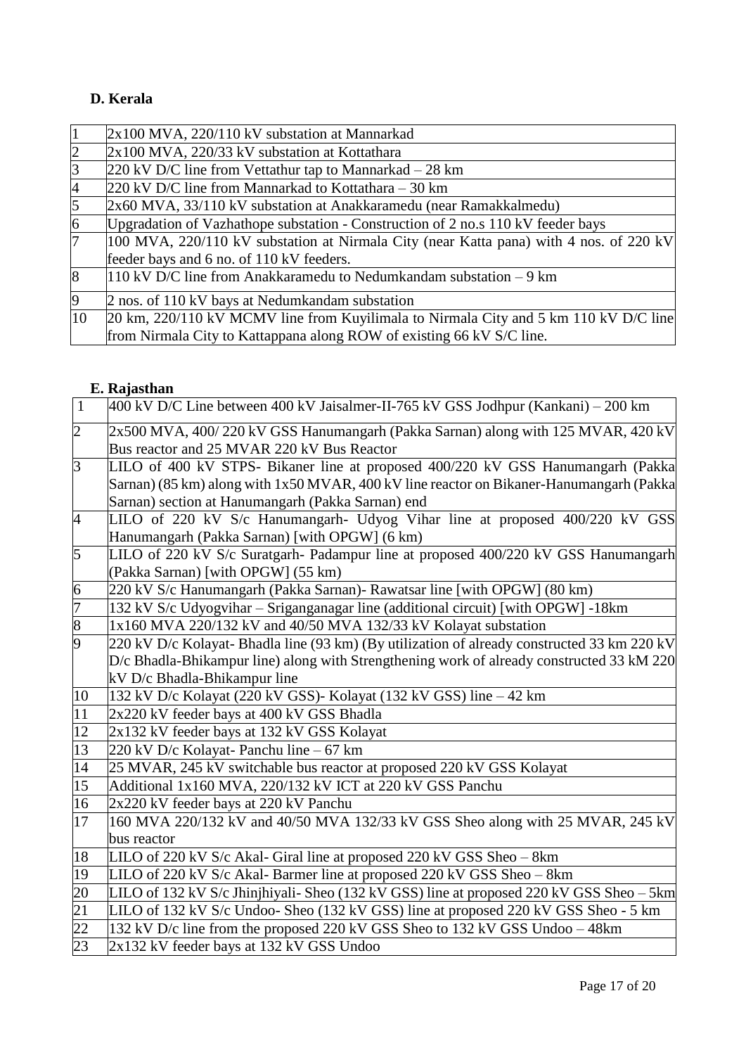### D. Kerala

| | |
|---|---|
| 1 | 2x100 MVA, 220/110 kV substation at Mannarkad |
| 2 | 2x100 MVA, 220/33 kV substation at Kottathara |
| 3 | 220 kV D/C line from Vettathur tap to Mannarkad – 28 km |
| 4 | 220 kV D/C line from Mannarkad to Kottathara – 30 km |
| 5 | 2x60 MVA, 33/110 kV substation at Anakkaramedu (near Ramakkalmedu) |
| 6 | Upgradation of Vazhathope substation - Construction of 2 no.s 110 kV feeder bays |
| 7 | 100 MVA, 220/110 kV substation at Nirmala City (near Katta pana) with 4 nos. of 220 kV feeder bays and 6 no. of 110 kV feeders. |
| 8 | 110 kV D/C line from Anakkaramedu to Nedumkandam substation – 9 km |
| 9 | 2 nos. of 110 kV bays at Nedumkandam substation |
| 10 | 20 km, 220/110 kV MCMV line from Kuyilimala to Nirmala City and 5 km 110 kV D/C line from Nirmala City to Kattappana along ROW of existing 66 kV S/C line. |

### E. Rajasthan

| | |
|---|---|
| 1 | 400 kV D/C Line between 400 kV Jaisalmer-II-765 kV GSS Jodhpur (Kankani) – 200 km |
| 2 | 2x500 MVA, 400/ 220 kV GSS Hanumangarh (Pakka Sarnan) along with 125 MVAR, 420 kV Bus reactor and 25 MVAR 220 kV Bus Reactor |
| 3 | LILO of 400 kV STPS- Bikaner line at proposed 400/220 kV GSS Hanumangarh (Pakka Sarnan) (85 km) along with 1x50 MVAR, 400 kV line reactor on Bikaner-Hanumangarh (Pakka Sarnan) section at Hanumangarh (Pakka Sarnan) end |
| 4 | LILO of 220 kV S/c Hanumangarh- Udyog Vihar line at proposed 400/220 kV GSS Hanumangarh (Pakka Sarnan) [with OPGW] (6 km) |
| 5 | LILO of 220 kV S/c Suratgarh- Padampur line at proposed 400/220 kV GSS Hanumangarh (Pakka Sarnan) [with OPGW] (55 km) |
| 6 | 220 kV S/c Hanumangarh (Pakka Sarnan)- Rawatsar line [with OPGW] (80 km) |
| 7 | 132 kV S/c Udyogvihar – Sriganganagar line (additional circuit) [with OPGW] -18km |
| 8 | 1x160 MVA 220/132 kV and 40/50 MVA 132/33 kV Kolayat substation |
| 9 | 220 kV D/c Kolayat- Bhadla line (93 km) (By utilization of already constructed 33 km 220 kV D/c Bhadla-Bhikampur line) along with Strengthening work of already constructed 33 kM 220 kV D/c Bhadla-Bhikampur line |
| 10 | 132 kV D/c Kolayat (220 kV GSS)- Kolayat (132 kV GSS) line – 42 km |
| 11 | 2x220 kV feeder bays at 400 kV GSS Bhadla |
| 12 | 2x132 kV feeder bays at 132 kV GSS Kolayat |
| 13 | 220 kV D/c Kolayat- Panchu line – 67 km |
| 14 | 25 MVAR, 245 kV switchable bus reactor at proposed 220 kV GSS Kolayat |
| 15 | Additional 1x160 MVA, 220/132 kV ICT at 220 kV GSS Panchu |
| 16 | 2x220 kV feeder bays at 220 kV Panchu |
| 17 | 160 MVA 220/132 kV and 40/50 MVA 132/33 kV GSS Sheo along with 25 MVAR, 245 kV bus reactor |
| 18 | LILO of 220 kV S/c Akal- Giral line at proposed 220 kV GSS Sheo – 8km |
| 19 | LILO of 220 kV S/c Akal- Barmer line at proposed 220 kV GSS Sheo – 8km |
| 20 | LILO of 132 kV S/c Jhinjhiyali- Sheo (132 kV GSS) line at proposed 220 kV GSS Sheo – 5km |
| 21 | LILO of 132 kV S/c Undoo- Sheo (132 kV GSS) line at proposed 220 kV GSS Sheo - 5 km |
| 22 | 132 kV D/c line from the proposed 220 kV GSS Sheo to 132 kV GSS Undoo – 48km |
| 23 | 2x132 kV feeder bays at 132 kV GSS Undoo |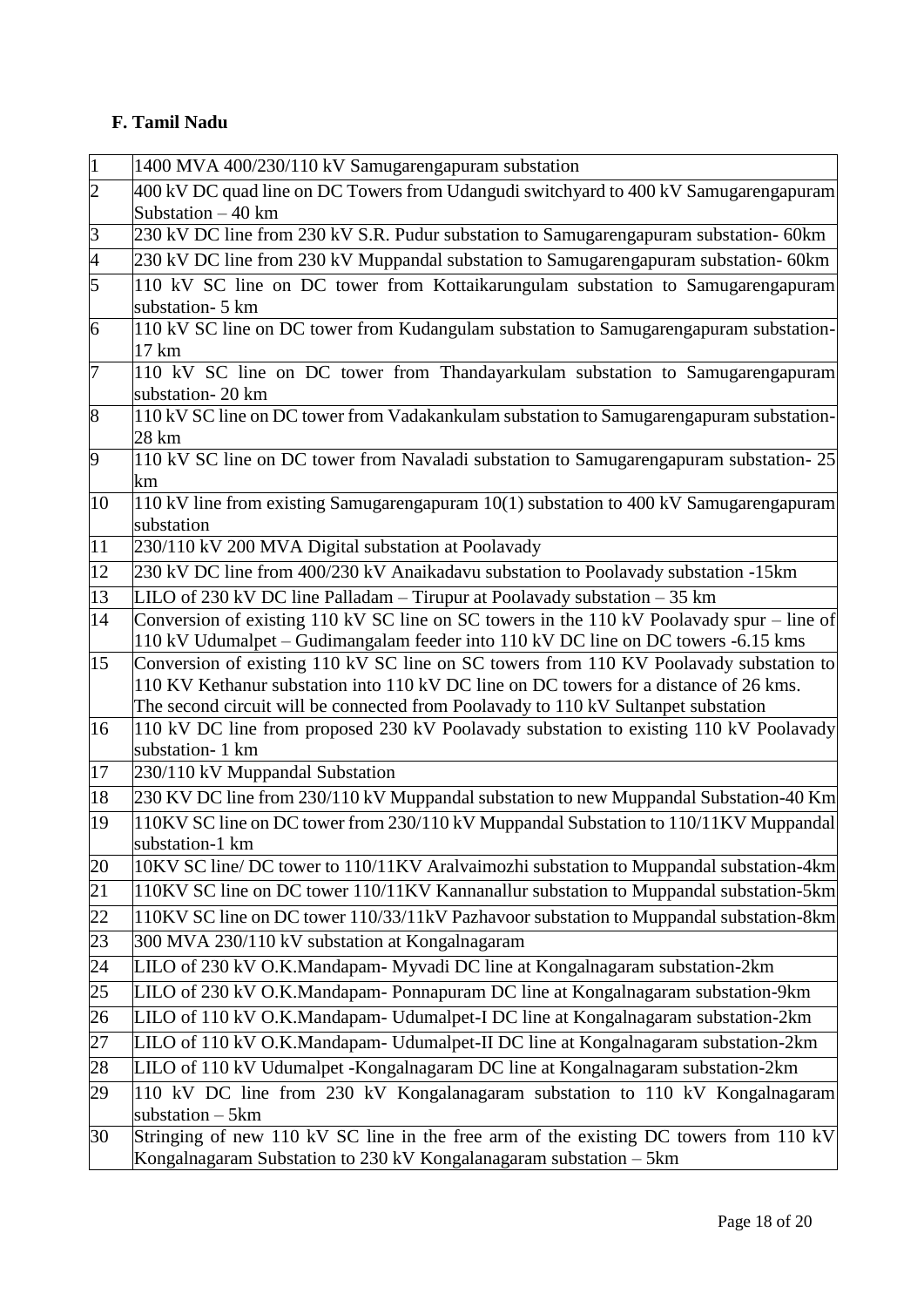**F. Tamil Nadu**

| | |
|---|---|
| 1 | 1400 MVA 400/230/110 kV Samugarengapuram substation |
| 2 | 400 kV DC quad line on DC Towers from Udangudi switchyard to 400 kV Samugarengapuram Substation – 40 km |
| 3 | 230 kV DC line from 230 kV S.R. Pudur substation to Samugarengapuram substation- 60km |
| 4 | 230 kV DC line from 230 kV Muppandal substation to Samugarengapuram substation- 60km |
| 5 | 110 kV SC line on DC tower from Kottaikarungulam substation to Samugarengapuram substation- 5 km |
| 6 | 110 kV SC line on DC tower from Kudangulam substation to Samugarengapuram substation- 17 km |
| 7 | 110 kV SC line on DC tower from Thandayarkulam substation to Samugarengapuram substation- 20 km |
| 8 | 110 kV SC line on DC tower from Vadakankulam substation to Samugarengapuram substation- 28 km |
| 9 | 110 kV SC line on DC tower from Navaladi substation to Samugarengapuram substation- 25 km |
| 10 | 110 kV line from existing Samugarengapuram 10(1) substation to 400 kV Samugarengapuram substation |
| 11 | 230/110 kV 200 MVA Digital substation at Poolavady |
| 12 | 230 kV DC line from 400/230 kV Anaikadavu substation to Poolavady substation -15km |
| 13 | LILO of 230 kV DC line Palladam – Tirupur at Poolavady substation – 35 km |
| 14 | Conversion of existing 110 kV SC line on SC towers in the 110 kV Poolavady spur – line of 110 kV Udumalpet – Gudimangalam feeder into 110 kV DC line on DC towers -6.15 kms |
| 15 | Conversion of existing 110 kV SC line on SC towers from 110 KV Poolavady substation to 110 KV Kethanur substation into 110 kV DC line on DC towers for a distance of 26 kms. The second circuit will be connected from Poolavady to 110 kV Sultanpet substation |
| 16 | 110 kV DC line from proposed 230 kV Poolavady substation to existing 110 kV Poolavady substation- 1 km |
| 17 | 230/110 kV Muppandal Substation |
| 18 | 230 KV DC line from 230/110 kV Muppandal substation to new Muppandal Substation-40 Km |
| 19 | 110KV SC line on DC tower from 230/110 kV Muppandal Substation to 110/11KV Muppandal substation-1 km |
| 20 | 10KV SC line/ DC tower to 110/11KV Aralvaimozhi substation to Muppandal substation-4km |
| 21 | 110KV SC line on DC tower 110/11KV Kannanallur substation to Muppandal substation-5km |
| 22 | 110KV SC line on DC tower 110/33/11kV Pazhavoor substation to Muppandal substation-8km |
| 23 | 300 MVA 230/110 kV substation at Kongalnagaram |
| 24 | LILO of 230 kV O.K.Mandapam- Myvadi DC line at Kongalnagaram substation-2km |
| 25 | LILO of 230 kV O.K.Mandapam- Ponnapuram DC line at Kongalnagaram substation-9km |
| 26 | LILO of 110 kV O.K.Mandapam- Udumalpet-I DC line at Kongalnagaram substation-2km |
| 27 | LILO of 110 kV O.K.Mandapam- Udumalpet-II DC line at Kongalnagaram substation-2km |
| 28 | LILO of 110 kV Udumalpet -Kongalnagaram DC line at Kongalnagaram substation-2km |
| 29 | 110 kV DC line from 230 kV Kongalanagaram substation to 110 kV Kongalnagaram substation – 5km |
| 30 | Stringing of new 110 kV SC line in the free arm of the existing DC towers from 110 kV Kongalnagaram Substation to 230 kV Kongalanagaram substation – 5km |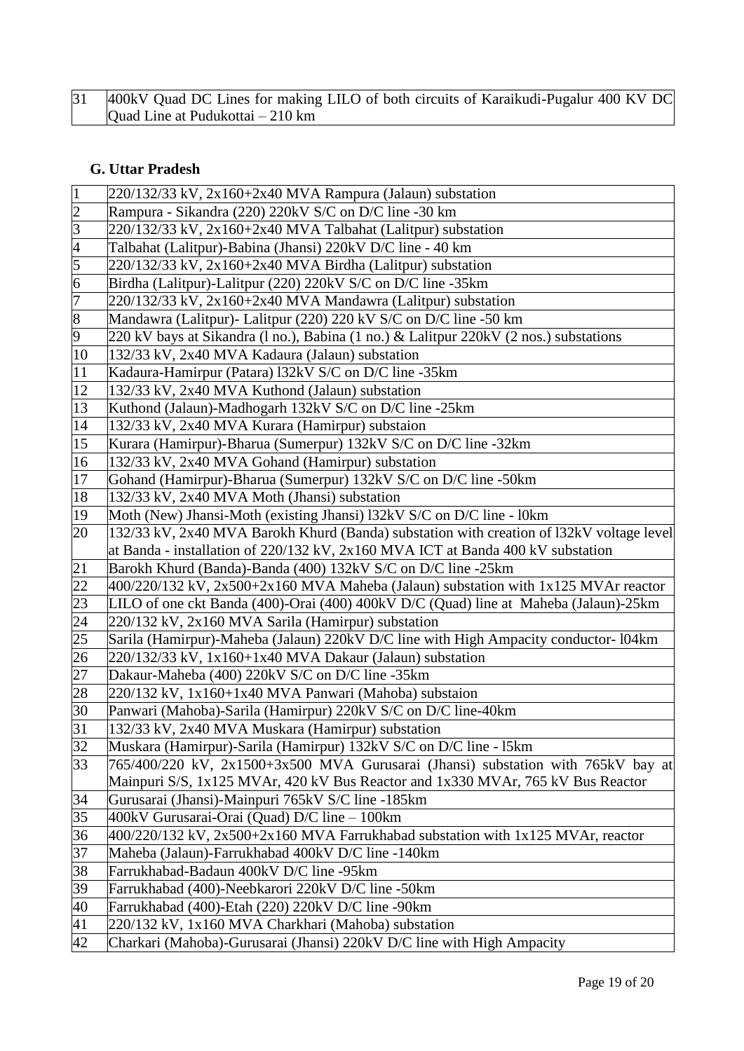| 31 | 400kV Quad DC Lines for making LILO of both circuits of Karaikudi-Pugalur 400 KV DC Quad Line at Pudukottai – 210 km |
|---|---|

**G. Uttar Pradesh**

| 1 | 220/132/33 kV, 2x160+2x40 MVA Rampura (Jalaun) substation |
|---|---|
| 2 | Rampura - Sikandra (220) 220kV S/C on D/C line -30 km |
| 3 | 220/132/33 kV, 2x160+2x40 MVA Talbahat (Lalitpur) substation |
| 4 | Talbahat (Lalitpur)-Babina (Jhansi) 220kV D/C line - 40 km |
| 5 | 220/132/33 kV, 2x160+2x40 MVA Birdha (Lalitpur) substation |
| 6 | Birdha (Lalitpur)-Lalitpur (220) 220kV S/C on D/C line -35km |
| 7 | 220/132/33 kV, 2x160+2x40 MVA Mandawra (Lalitpur) substation |
| 8 | Mandawra (Lalitpur)- Lalitpur (220) 220 kV S/C on D/C line -50 km |
| 9 | 220 kV bays at Sikandra (l no.), Babina (1 no.) & Lalitpur 220kV (2 nos.) substations |
| 10 | 132/33 kV, 2x40 MVA Kadaura (Jalaun) substation |
| 11 | Kadaura-Hamirpur (Patara) l32kV S/C on D/C line -35km |
| 12 | 132/33 kV, 2x40 MVA Kuthond (Jalaun) substation |
| 13 | Kuthond (Jalaun)-Madhogarh 132kV S/C on D/C line -25km |
| 14 | 132/33 kV, 2x40 MVA Kurara (Hamirpur) substaion |
| 15 | Kurara (Hamirpur)-Bharua (Sumerpur) 132kV S/C on D/C line -32km |
| 16 | 132/33 kV, 2x40 MVA Gohand (Hamirpur) substation |
| 17 | Gohand (Hamirpur)-Bharua (Sumerpur) 132kV S/C on D/C line -50km |
| 18 | 132/33 kV, 2x40 MVA Moth (Jhansi) substation |
| 19 | Moth (New) Jhansi-Moth (existing Jhansi) l32kV S/C on D/C line - l0km |
| 20 | 132/33 kV, 2x40 MVA Barokh Khurd (Banda) substation with creation of l32kV voltage level at Banda - installation of 220/132 kV, 2x160 MVA ICT at Banda 400 kV substation |
| 21 | Barokh Khurd (Banda)-Banda (400) 132kV S/C on D/C line -25km |
| 22 | 400/220/132 kV, 2x500+2x160 MVA Maheba (Jalaun) substation with 1x125 MVAr reactor |
| 23 | LILO of one ckt Banda (400)-Orai (400) 400kV D/C (Quad) line at Maheba (Jalaun)-25km |
| 24 | 220/132 kV, 2x160 MVA Sarila (Hamirpur) substation |
| 25 | Sarila (Hamirpur)-Maheba (Jalaun) 220kV D/C line with High Ampacity conductor- l04km |
| 26 | 220/132/33 kV, 1x160+1x40 MVA Dakaur (Jalaun) substation |
| 27 | Dakaur-Maheba (400) 220kV S/C on D/C line -35km |
| 28 | 220/132 kV, 1x160+1x40 MVA Panwari (Mahoba) substaion |
| 30 | Panwari (Mahoba)-Sarila (Hamirpur) 220kV S/C on D/C line-40km |
| 31 | 132/33 kV, 2x40 MVA Muskara (Hamirpur) substation |
| 32 | Muskara (Hamirpur)-Sarila (Hamirpur) 132kV S/C on D/C line - l5km |
| 33 | 765/400/220 kV, 2x1500+3x500 MVA Gurusarai (Jhansi) substation with 765kV bay at Mainpuri S/S, 1x125 MVAr, 420 kV Bus Reactor and 1x330 MVAr, 765 kV Bus Reactor |
| 34 | Gurusarai (Jhansi)-Mainpuri 765kV S/C line -185km |
| 35 | 400kV Gurusarai-Orai (Quad) D/C line – 100km |
| 36 | 400/220/132 kV, 2x500+2x160 MVA Farrukhabad substation with 1x125 MVAr, reactor |
| 37 | Maheba (Jalaun)-Farrukhabad 400kV D/C line -140km |
| 38 | Farrukhabad-Badaun 400kV D/C line -95km |
| 39 | Farrukhabad (400)-Neebkarori 220kV D/C line -50km |
| 40 | Farrukhabad (400)-Etah (220) 220kV D/C line -90km |
| 41 | 220/132 kV, 1x160 MVA Charkhari (Mahoba) substation |
| 42 | Charkari (Mahoba)-Gurusarai (Jhansi) 220kV D/C line with High Ampacity |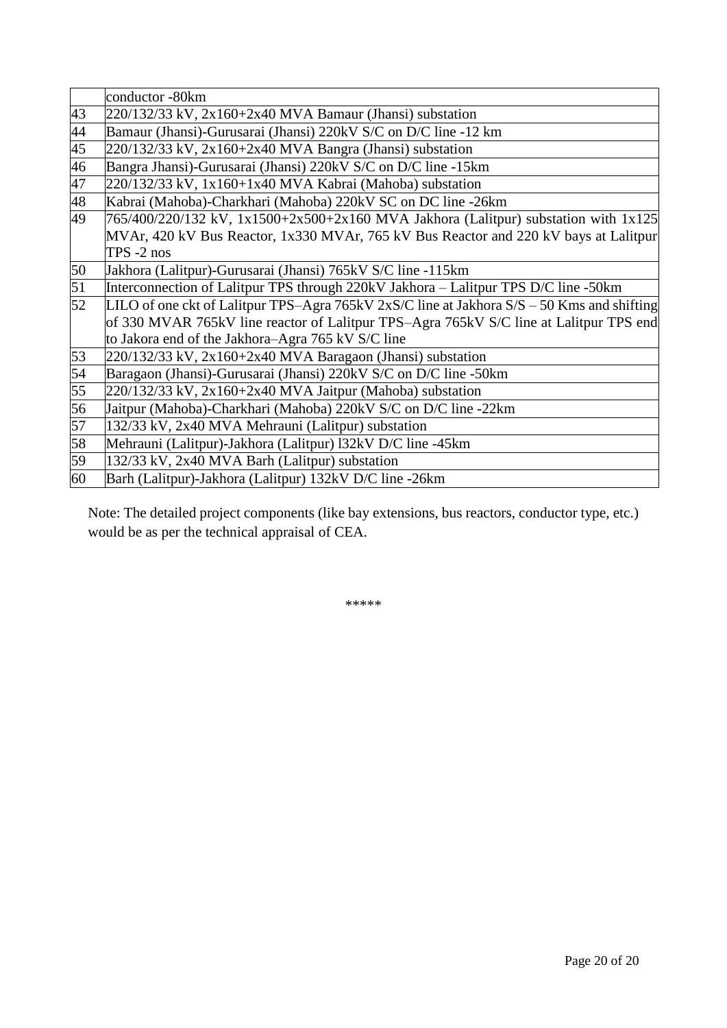| | |
|---|---|
| | conductor -80km |
| 43 | 220/132/33 kV, 2x160+2x40 MVA Bamaur (Jhansi) substation |
| 44 | Bamaur (Jhansi)-Gurusarai (Jhansi) 220kV S/C on D/C line -12 km |
| 45 | 220/132/33 kV, 2x160+2x40 MVA Bangra (Jhansi) substation |
| 46 | Bangra Jhansi)-Gurusarai (Jhansi) 220kV S/C on D/C line -15km |
| 47 | 220/132/33 kV, 1x160+1x40 MVA Kabrai (Mahoba) substation |
| 48 | Kabrai (Mahoba)-Charkhari (Mahoba) 220kV SC on DC line -26km |
| 49 | 765/400/220/132 kV, 1x1500+2x500+2x160 MVA Jakhora (Lalitpur) substation with 1x125 MVAr, 420 kV Bus Reactor, 1x330 MVAr, 765 kV Bus Reactor and 220 kV bays at Lalitpur TPS -2 nos |
| 50 | Jakhora (Lalitpur)-Gurusarai (Jhansi) 765kV S/C line -115km |
| 51 | Interconnection of Lalitpur TPS through 220kV Jakhora – Lalitpur TPS D/C line -50km |
| 52 | LILO of one ckt of Lalitpur TPS–Agra 765kV 2xS/C line at Jakhora S/S – 50 Kms and shifting of 330 MVAR 765kV line reactor of Lalitpur TPS–Agra 765kV S/C line at Lalitpur TPS end to Jakora end of the Jakhora–Agra 765 kV S/C line |
| 53 | 220/132/33 kV, 2x160+2x40 MVA Baragaon (Jhansi) substation |
| 54 | Baragaon (Jhansi)-Gurusarai (Jhansi) 220kV S/C on D/C line -50km |
| 55 | 220/132/33 kV, 2x160+2x40 MVA Jaitpur (Mahoba) substation |
| 56 | Jaitpur (Mahoba)-Charkhari (Mahoba) 220kV S/C on D/C line -22km |
| 57 | 132/33 kV, 2x40 MVA Mehrauni (Lalitpur) substation |
| 58 | Mehrauni (Lalitpur)-Jakhora (Lalitpur) l32kV D/C line -45km |
| 59 | 132/33 kV, 2x40 MVA Barh (Lalitpur) substation |
| 60 | Barh (Lalitpur)-Jakhora (Lalitpur) 132kV D/C line -26km |

Note: The detailed project components (like bay extensions, bus reactors, conductor type, etc.) would be as per the technical appraisal of CEA.

*****